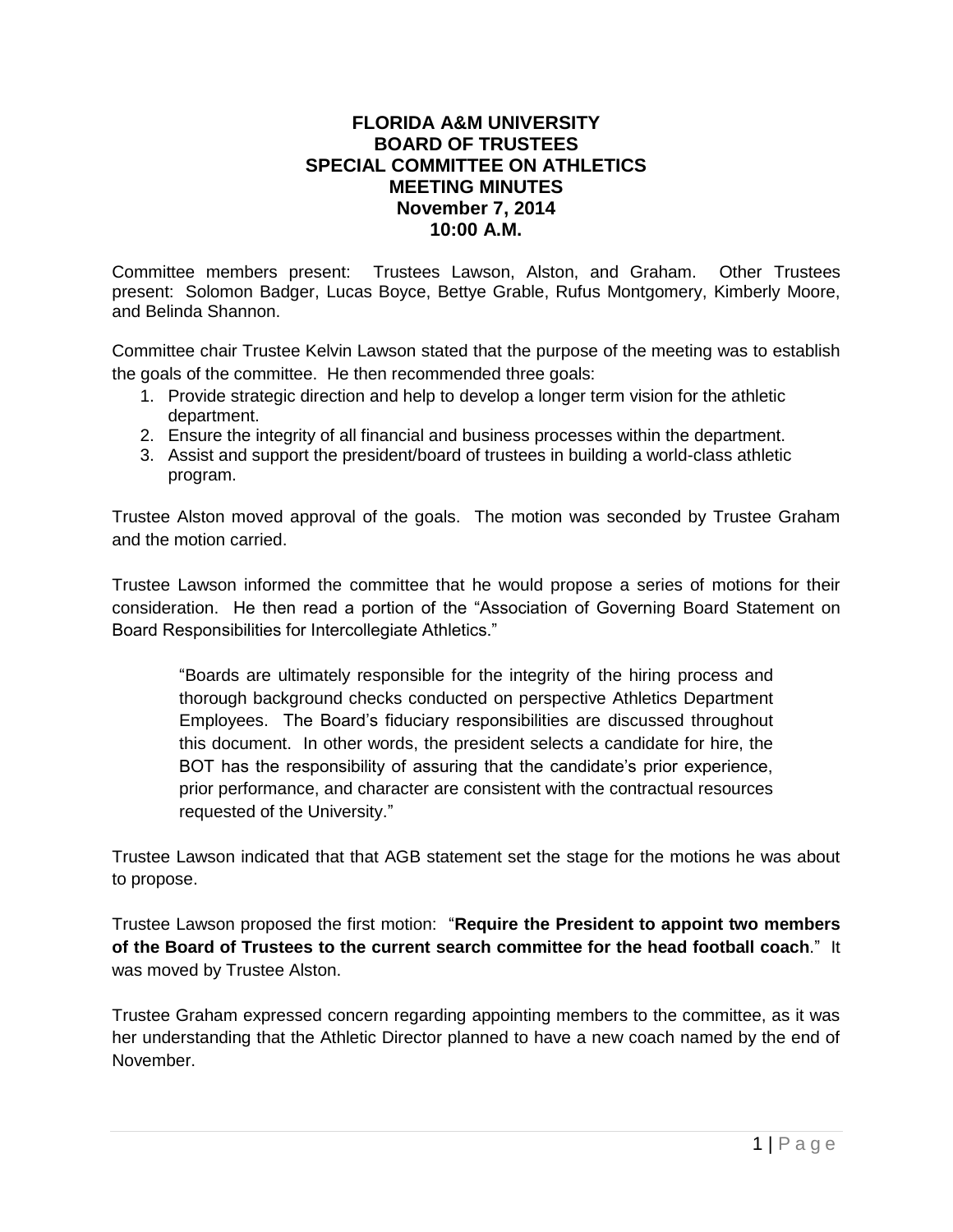# FLORIDA A&M UNIVERSITY
# BOARD OF TRUSTEES
# SPECIAL COMMITTEE ON ATHLETICS
# MEETING MINUTES
## November 7, 2014
## 10:00 A.M.

Committee members present: Trustees Lawson, Alston, and Graham. Other Trustees present: Solomon Badger, Lucas Boyce, Bettye Grable, Rufus Montgomery, Kimberly Moore, and Belinda Shannon.

Committee chair Trustee Kelvin Lawson stated that the purpose of the meeting was to establish the goals of the committee. He then recommended three goals:

1. Provide strategic direction and help to develop a longer term vision for the athletic department.
2. Ensure the integrity of all financial and business processes within the department.
3. Assist and support the president/board of trustees in building a world-class athletic program.

Trustee Alston moved approval of the goals. The motion was seconded by Trustee Graham and the motion carried.

Trustee Lawson informed the committee that he would propose a series of motions for their consideration. He then read a portion of the "Association of Governing Board Statement on Board Responsibilities for Intercollegiate Athletics."

> "Boards are ultimately responsible for the integrity of the hiring process and thorough background checks conducted on perspective Athletics Department Employees. The Board's fiduciary responsibilities are discussed throughout this document. In other words, the president selects a candidate for hire, the BOT has the responsibility of assuring that the candidate's prior experience, prior performance, and character are consistent with the contractual resources requested of the University."

Trustee Lawson indicated that that AGB statement set the stage for the motions he was about to propose.

Trustee Lawson proposed the first motion: "**Require the President to appoint two members of the Board of Trustees to the current search committee for the head football coach**." It was moved by Trustee Alston.

Trustee Graham expressed concern regarding appointing members to the committee, as it was her understanding that the Athletic Director planned to have a new coach named by the end of November.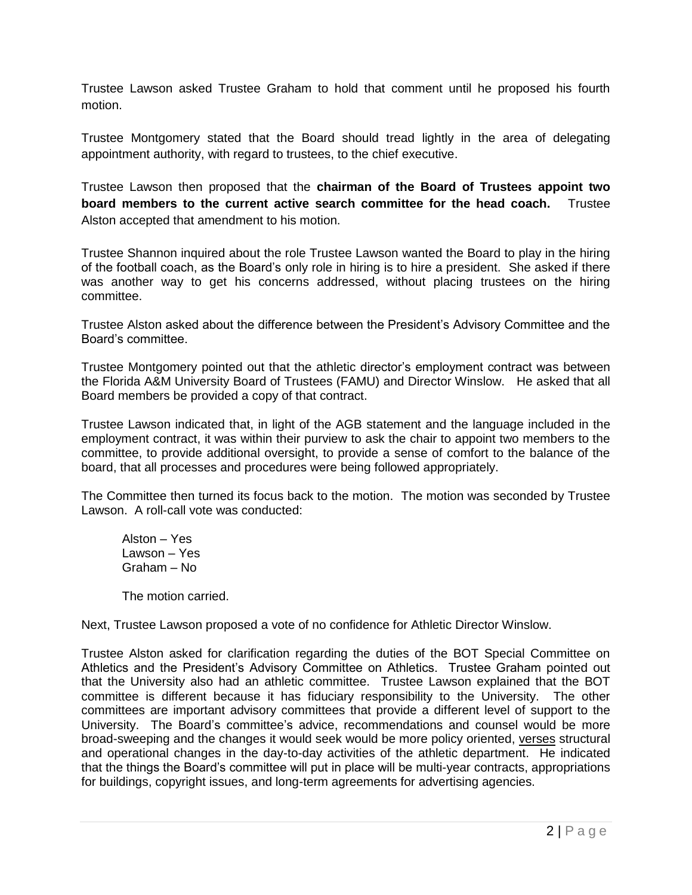Trustee Lawson asked Trustee Graham to hold that comment until he proposed his fourth motion.

Trustee Montgomery stated that the Board should tread lightly in the area of delegating appointment authority, with regard to trustees, to the chief executive.

Trustee Lawson then proposed that the **chairman of the Board of Trustees appoint two board members to the current active search committee for the head coach.** Trustee Alston accepted that amendment to his motion.

Trustee Shannon inquired about the role Trustee Lawson wanted the Board to play in the hiring of the football coach, as the Board's only role in hiring is to hire a president. She asked if there was another way to get his concerns addressed, without placing trustees on the hiring committee.

Trustee Alston asked about the difference between the President's Advisory Committee and the Board's committee.

Trustee Montgomery pointed out that the athletic director's employment contract was between the Florida A&M University Board of Trustees (FAMU) and Director Winslow. He asked that all Board members be provided a copy of that contract.

Trustee Lawson indicated that, in light of the AGB statement and the language included in the employment contract, it was within their purview to ask the chair to appoint two members to the committee, to provide additional oversight, to provide a sense of comfort to the balance of the board, that all processes and procedures were being followed appropriately.

The Committee then turned its focus back to the motion. The motion was seconded by Trustee Lawson. A roll-call vote was conducted:

Alston – Yes
Lawson – Yes
Graham – No

The motion carried.

Next, Trustee Lawson proposed a vote of no confidence for Athletic Director Winslow.

Trustee Alston asked for clarification regarding the duties of the BOT Special Committee on Athletics and the President's Advisory Committee on Athletics. Trustee Graham pointed out that the University also had an athletic committee. Trustee Lawson explained that the BOT committee is different because it has fiduciary responsibility to the University. The other committees are important advisory committees that provide a different level of support to the University. The Board's committee's advice, recommendations and counsel would be more broad-sweeping and the changes it would seek would be more policy oriented, verses structural and operational changes in the day-to-day activities of the athletic department. He indicated that the things the Board's committee will put in place will be multi-year contracts, appropriations for buildings, copyright issues, and long-term agreements for advertising agencies.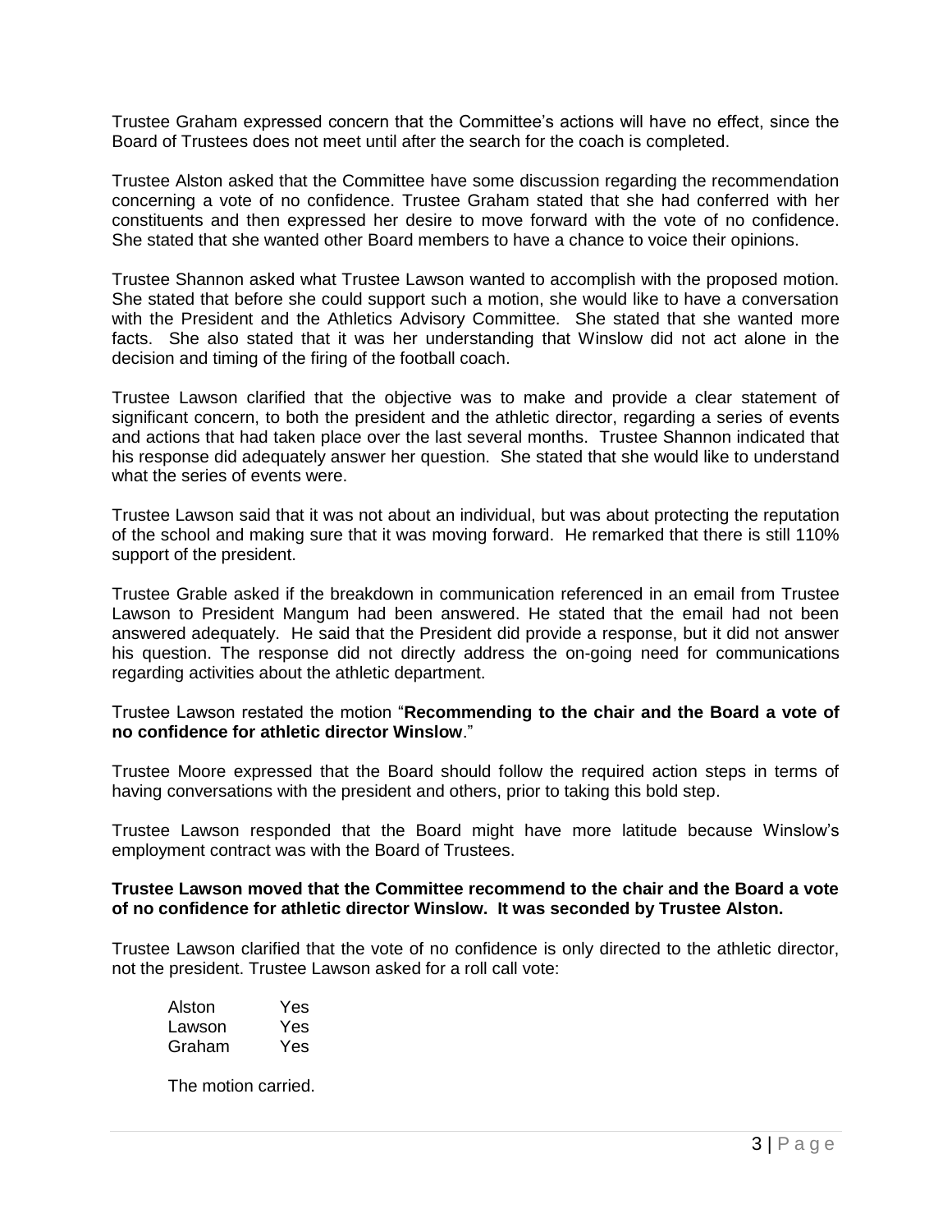Trustee Graham expressed concern that the Committee's actions will have no effect, since the Board of Trustees does not meet until after the search for the coach is completed.

Trustee Alston asked that the Committee have some discussion regarding the recommendation concerning a vote of no confidence. Trustee Graham stated that she had conferred with her constituents and then expressed her desire to move forward with the vote of no confidence. She stated that she wanted other Board members to have a chance to voice their opinions.

Trustee Shannon asked what Trustee Lawson wanted to accomplish with the proposed motion. She stated that before she could support such a motion, she would like to have a conversation with the President and the Athletics Advisory Committee. She stated that she wanted more facts. She also stated that it was her understanding that Winslow did not act alone in the decision and timing of the firing of the football coach.

Trustee Lawson clarified that the objective was to make and provide a clear statement of significant concern, to both the president and the athletic director, regarding a series of events and actions that had taken place over the last several months. Trustee Shannon indicated that his response did adequately answer her question. She stated that she would like to understand what the series of events were.

Trustee Lawson said that it was not about an individual, but was about protecting the reputation of the school and making sure that it was moving forward. He remarked that there is still 110% support of the president.

Trustee Grable asked if the breakdown in communication referenced in an email from Trustee Lawson to President Mangum had been answered. He stated that the email had not been answered adequately. He said that the President did provide a response, but it did not answer his question. The response did not directly address the on-going need for communications regarding activities about the athletic department.

Trustee Lawson restated the motion "**Recommending to the chair and the Board a vote of no confidence for athletic director Winslow**."

Trustee Moore expressed that the Board should follow the required action steps in terms of having conversations with the president and others, prior to taking this bold step.

Trustee Lawson responded that the Board might have more latitude because Winslow's employment contract was with the Board of Trustees.

**Trustee Lawson moved that the Committee recommend to the chair and the Board a vote of no confidence for athletic director Winslow. It was seconded by Trustee Alston.**

Trustee Lawson clarified that the vote of no confidence is only directed to the athletic director, not the president. Trustee Lawson asked for a roll call vote:

Alston Yes
Lawson Yes
Graham Yes

The motion carried.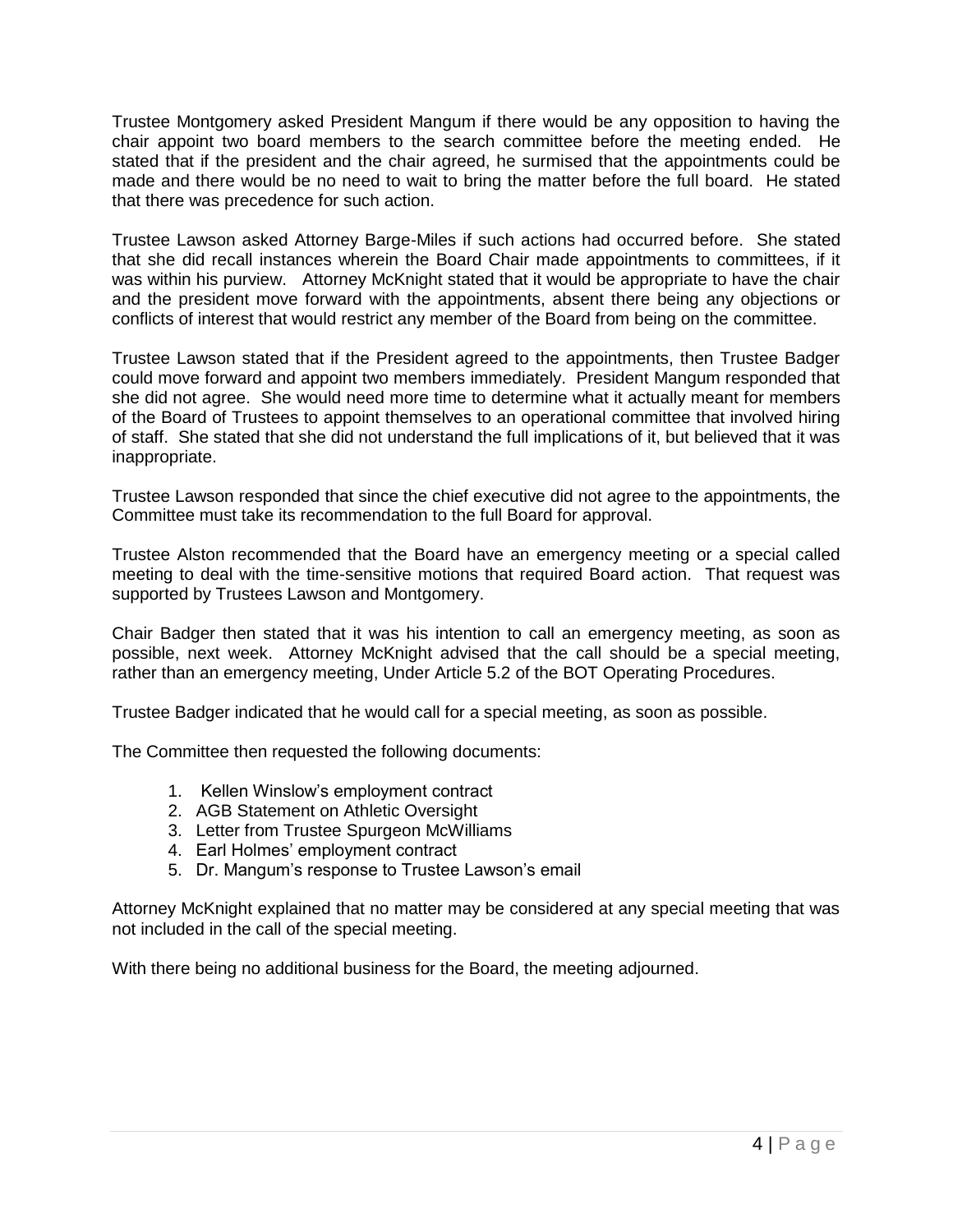Trustee Montgomery asked President Mangum if there would be any opposition to having the chair appoint two board members to the search committee before the meeting ended. He stated that if the president and the chair agreed, he surmised that the appointments could be made and there would be no need to wait to bring the matter before the full board. He stated that there was precedence for such action.

Trustee Lawson asked Attorney Barge-Miles if such actions had occurred before. She stated that she did recall instances wherein the Board Chair made appointments to committees, if it was within his purview. Attorney McKnight stated that it would be appropriate to have the chair and the president move forward with the appointments, absent there being any objections or conflicts of interest that would restrict any member of the Board from being on the committee.

Trustee Lawson stated that if the President agreed to the appointments, then Trustee Badger could move forward and appoint two members immediately. President Mangum responded that she did not agree. She would need more time to determine what it actually meant for members of the Board of Trustees to appoint themselves to an operational committee that involved hiring of staff. She stated that she did not understand the full implications of it, but believed that it was inappropriate.

Trustee Lawson responded that since the chief executive did not agree to the appointments, the Committee must take its recommendation to the full Board for approval.

Trustee Alston recommended that the Board have an emergency meeting or a special called meeting to deal with the time-sensitive motions that required Board action. That request was supported by Trustees Lawson and Montgomery.

Chair Badger then stated that it was his intention to call an emergency meeting, as soon as possible, next week. Attorney McKnight advised that the call should be a special meeting, rather than an emergency meeting, Under Article 5.2 of the BOT Operating Procedures.

Trustee Badger indicated that he would call for a special meeting, as soon as possible.

The Committee then requested the following documents:

1. Kellen Winslow's employment contract
2. AGB Statement on Athletic Oversight
3. Letter from Trustee Spurgeon McWilliams
4. Earl Holmes' employment contract
5. Dr. Mangum's response to Trustee Lawson's email

Attorney McKnight explained that no matter may be considered at any special meeting that was not included in the call of the special meeting.

With there being no additional business for the Board, the meeting adjourned.